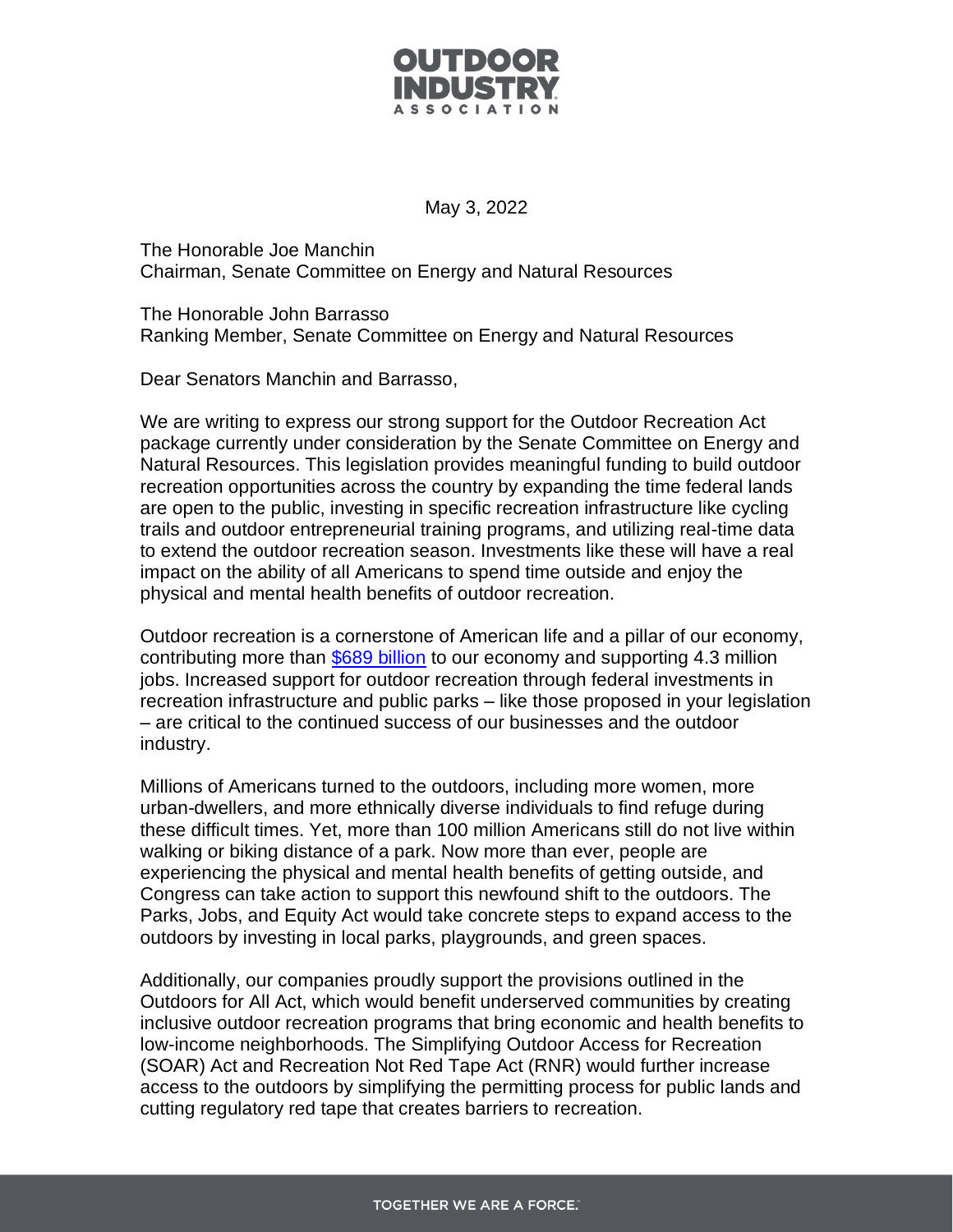OUTDOOR INDUSTRY ASSOCIATION

May 3, 2022

The Honorable Joe Manchin
Chairman, Senate Committee on Energy and Natural Resources

The Honorable John Barrasso
Ranking Member, Senate Committee on Energy and Natural Resources

Dear Senators Manchin and Barrasso,

We are writing to express our strong support for the Outdoor Recreation Act package currently under consideration by the Senate Committee on Energy and Natural Resources. This legislation provides meaningful funding to build outdoor recreation opportunities across the country by expanding the time federal lands are open to the public, investing in specific recreation infrastructure like cycling trails and outdoor entrepreneurial training programs, and utilizing real-time data to extend the outdoor recreation season. Investments like these will have a real impact on the ability of all Americans to spend time outside and enjoy the physical and mental health benefits of outdoor recreation.

Outdoor recreation is a cornerstone of American life and a pillar of our economy, contributing more than [$689 billion] to our economy and supporting 4.3 million jobs. Increased support for outdoor recreation through federal investments in recreation infrastructure and public parks – like those proposed in your legislation – are critical to the continued success of our businesses and the outdoor industry.

Millions of Americans turned to the outdoors, including more women, more urban-dwellers, and more ethnically diverse individuals to find refuge during these difficult times. Yet, more than 100 million Americans still do not live within walking or biking distance of a park. Now more than ever, people are experiencing the physical and mental health benefits of getting outside, and Congress can take action to support this newfound shift to the outdoors. The Parks, Jobs, and Equity Act would take concrete steps to expand access to the outdoors by investing in local parks, playgrounds, and green spaces.

Additionally, our companies proudly support the provisions outlined in the Outdoors for All Act, which would benefit underserved communities by creating inclusive outdoor recreation programs that bring economic and health benefits to low-income neighborhoods. The Simplifying Outdoor Access for Recreation (SOAR) Act and Recreation Not Red Tape Act (RNR) would further increase access to the outdoors by simplifying the permitting process for public lands and cutting regulatory red tape that creates barriers to recreation.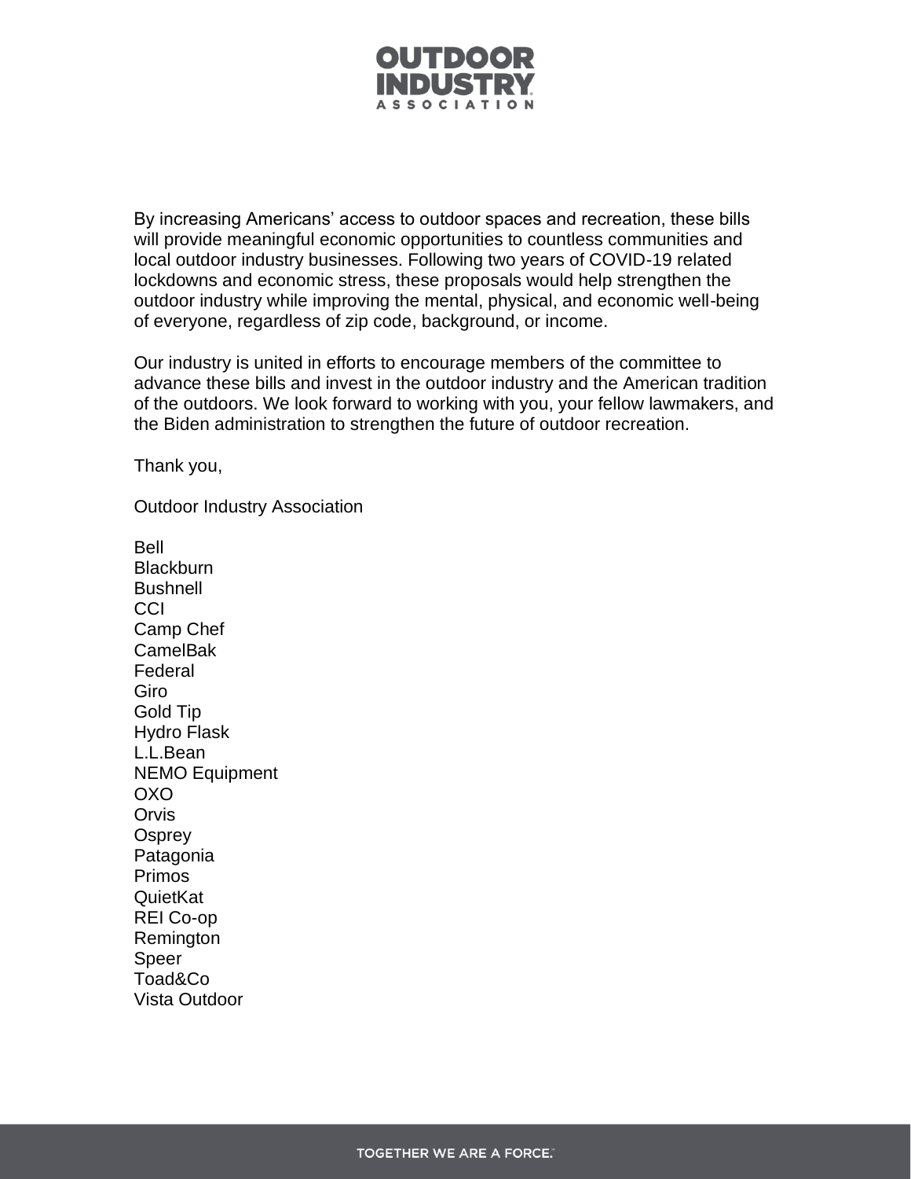By increasing Americans' access to outdoor spaces and recreation, these bills will provide meaningful economic opportunities to countless communities and local outdoor industry businesses. Following two years of COVID-19 related lockdowns and economic stress, these proposals would help strengthen the outdoor industry while improving the mental, physical, and economic well-being of everyone, regardless of zip code, background, or income.

Our industry is united in efforts to encourage members of the committee to advance these bills and invest in the outdoor industry and the American tradition of the outdoors. We look forward to working with you, your fellow lawmakers, and the Biden administration to strengthen the future of outdoor recreation.

Thank you,

Outdoor Industry Association

Bell
Blackburn
Bushnell
CCI
Camp Chef
CamelBak
Federal
Giro
Gold Tip
Hydro Flask
L.L.Bean
NEMO Equipment
OXO
Orvis
Osprey
Patagonia
Primos
QuietKat
REI Co-op
Remington
Speer
Toad&Co
Vista Outdoor